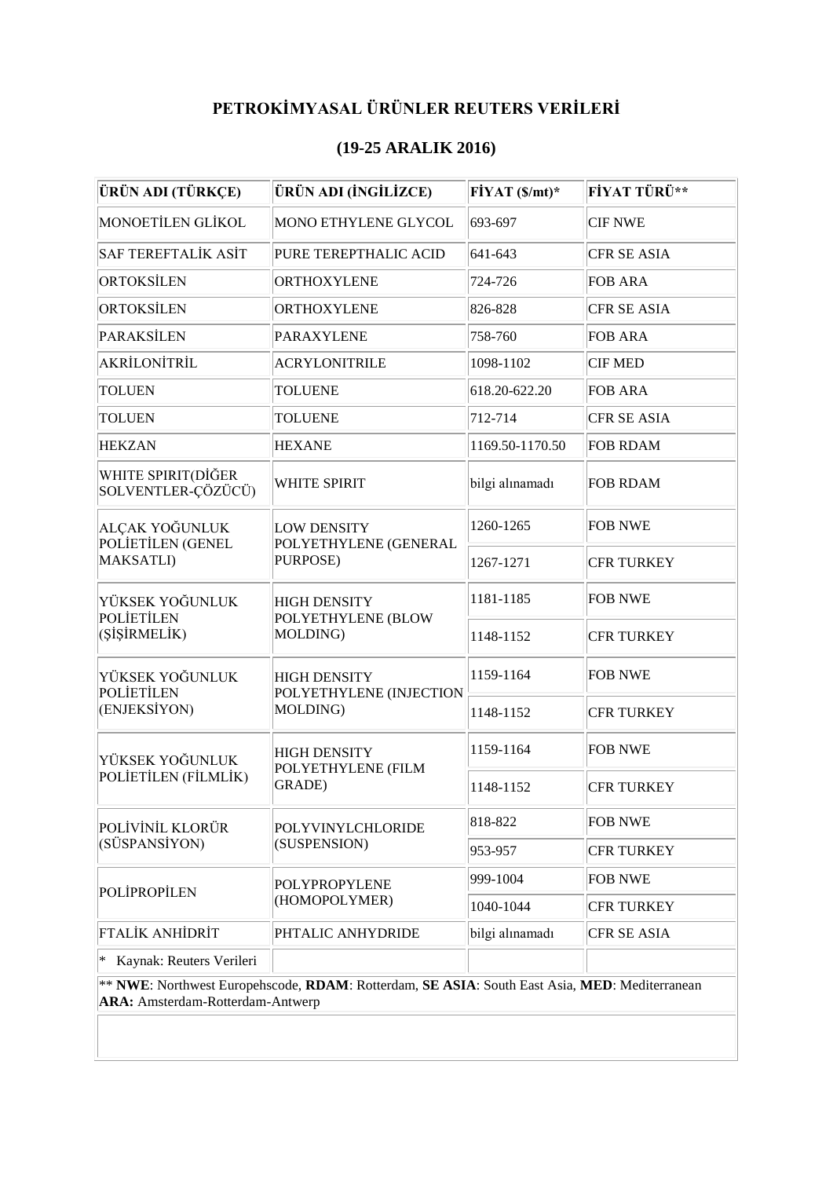# PETROKİMYASAL ÜRÜNLER REUTERS VERİLERİ

## (19-25 ARALIK 2016)

| ÜRÜN ADI (TÜRKÇE) | ÜRÜN ADI (İNGİLİZCE) | FİYAT ($/mt)* | FİYAT TÜRÜ** |
|---|---|---|---|
| MONOETİLEN GLİKOL | MONO ETHYLENE GLYCOL | 693-697 | CIF NWE |
| SAF TEREFTALİK ASİT | PURE TEREPTHALIC ACID | 641-643 | CFR SE ASIA |
| ORTOKSİLEN | ORTHOXYLENE | 724-726 | FOB ARA |
| ORTOKSİLEN | ORTHOXYLENE | 826-828 | CFR SE ASIA |
| PARAKSİLEN | PARAXYLENE | 758-760 | FOB ARA |
| AKRİLONİTRİL | ACRYLONITRILE | 1098-1102 | CIF MED |
| TOLUEN | TOLUENE | 618.20-622.20 | FOB ARA |
| TOLUEN | TOLUENE | 712-714 | CFR SE ASIA |
| HEKZAN | HEXANE | 1169.50-1170.50 | FOB RDAM |
| WHITE SPIRIT(DİĞER SOLVENTLER-ÇÖZÜCÜ) | WHITE SPIRIT | bilgi alınamadı | FOB RDAM |
| ALÇAK YOĞUNLUK POLİETİLEN (GENEL MAKSATLI) | LOW DENSITY POLYETHYLENE (GENERAL PURPOSE) | 1260-1265 | FOB NWE |
| | | 1267-1271 | CFR TURKEY |
| YÜKSEK YOĞUNLUK POLİETİLEN (ŞİŞİRMELİK) | HIGH DENSITY POLYETHYLENE (BLOW MOLDING) | 1181-1185 | FOB NWE |
| | | 1148-1152 | CFR TURKEY |
| YÜKSEK YOĞUNLUK POLİETİLEN (ENJEKSİYON) | HIGH DENSITY POLYETHYLENE (INJECTION MOLDING) | 1159-1164 | FOB NWE |
| | | 1148-1152 | CFR TURKEY |
| YÜKSEK YOĞUNLUK POLİETİLEN (FİLMLİK) | HIGH DENSITY POLYETHYLENE (FILM GRADE) | 1159-1164 | FOB NWE |
| | | 1148-1152 | CFR TURKEY |
| POLİVİNİL KLORÜR (SÜSPANSİYON) | POLYVINYLCHLORIDE (SUSPENSION) | 818-822 | FOB NWE |
| | | 953-957 | CFR TURKEY |
| POLİPROPİLEN | POLYPROPYLENE (HOMOPOLYMER) | 999-1004 | FOB NWE |
| | | 1040-1044 | CFR TURKEY |
| FTALİK ANHİDRİT | PHTALIC ANHYDRIDE | bilgi alınamadı | CFR SE ASIA |
| * Kaynak: Reuters Verileri | | | |

** **NWE**: Northwest Europehscode, **RDAM**: Rotterdam, **SE ASIA**: South East Asia, **MED**: Mediterranean
**ARA:** Amsterdam-Rotterdam-Antwerp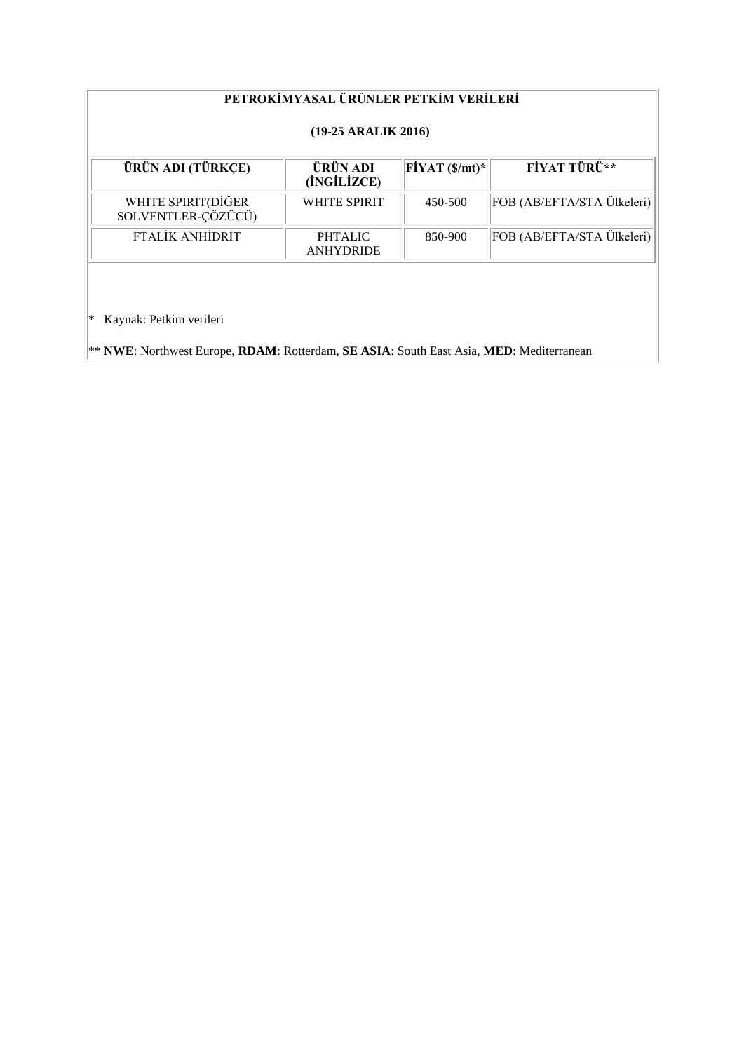**PETROKİMYASAL ÜRÜNLER PETKİM VERİLERİ**

**(19-25 ARALIK 2016)**

| ÜRÜN ADI (TÜRKÇE) | ÜRÜN ADI (İNGİLİZCE) | FİYAT ($/mt)* | FİYAT TÜRÜ** |
|---|---|---|---|
| WHITE SPIRIT(DİĞER SOLVENTLER-ÇÖZÜCÜ) | WHITE SPIRIT | 450-500 | FOB (AB/EFTA/STA Ülkeleri) |
| FTALİK ANHİDRİT | PHTALIC ANHYDRIDE | 850-900 | FOB (AB/EFTA/STA Ülkeleri) |

\* Kaynak: Petkim verileri

** **NWE**: Northwest Europe, **RDAM**: Rotterdam, **SE ASIA**: South East Asia, **MED**: Mediterranean